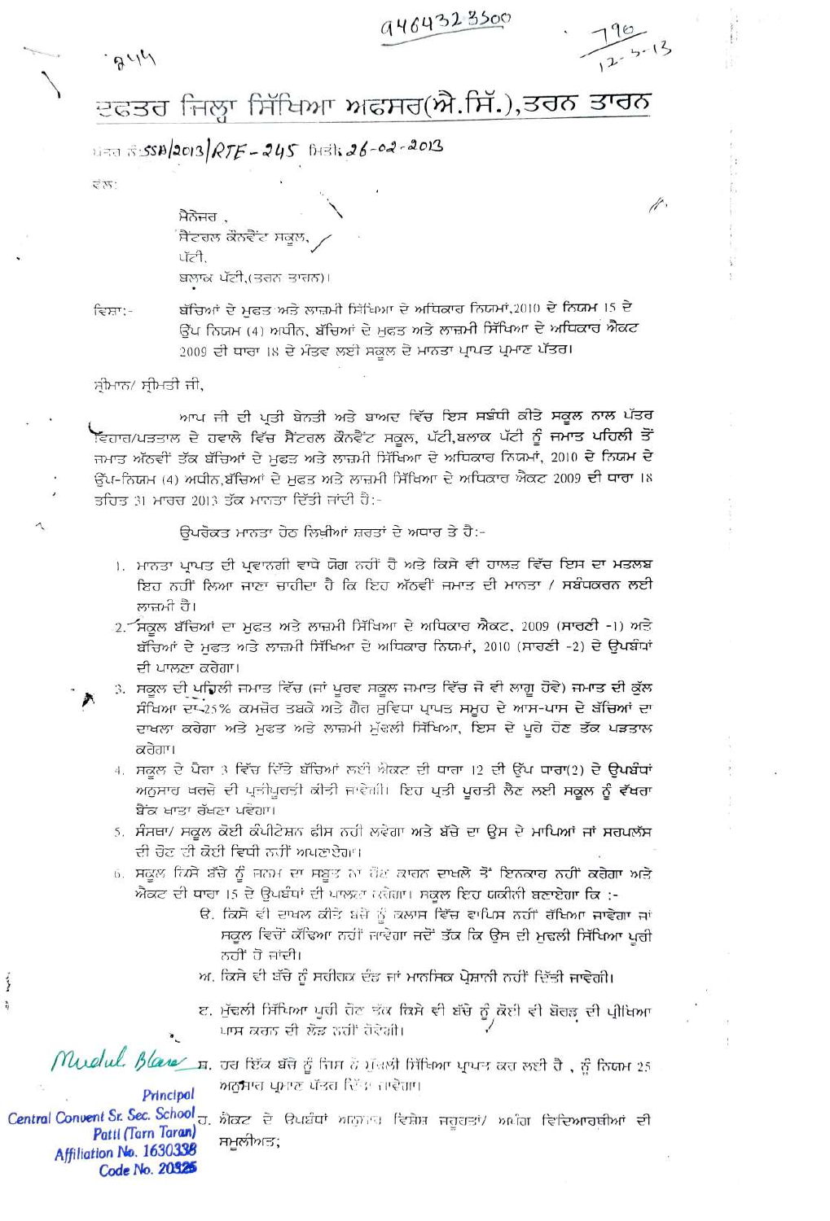9464323500

844

796
12-3-13

# ਦਫਤਰ ਜਿਲ੍ਹਾ ਸਿੱਖਿਆ ਅਫਸਰ(ਐ.ਸਿੱ.),ਤਰਨ ਤਾਰਨ

ਪੱਤਰ ਨੰ:SSA/2013/RTE-245 ਮਿਤੀ:26-02-2013

ਵੱਲ:

ਮੈਨੇਜਰ ,
ਸੈਂਟਰਲ ਕੌਨਵੈਂਟ ਸਕੂਲ,
ਪੱਟੀ,
ਬਲਾਕ ਪੱਟੀ,(ਤਰਨ ਤਾਰਨ)।

ਵਿਸ਼ਾ:- ਬੱਚਿਆਂ ਦੇ ਮੁਫਤ ਅਤੇ ਲਾਜ਼ਮੀ ਸਿੱਖਿਆ ਦੇ ਅਧਿਕਾਰ ਨਿਯਮਾਂ,2010 ਦੇ ਨਿਯਮ 15 ਦੇ ਉਪ ਨਿਯਮ (4) ਅਧੀਨ, ਬੱਚਿਆਂ ਦੇ ਮੁਫਤ ਅਤੇ ਲਾਜ਼ਮੀ ਸਿੱਖਿਆ ਦੇ ਅਧਿਕਾਰ ਐਕਟ 2009 ਦੀ ਧਾਰਾ 18 ਦੇ ਮੰਤਵ ਲਈ ਸਕੂਲ ਦੇ ਮਾਨਤਾ ਪ੍ਰਾਪਤ ਪ੍ਰਮਾਣ ਪੱਤਰ।

ਸ੍ਰੀਮਾਨ/ ਸ੍ਰੀਮਤੀ ਜੀ,

ਆਪ ਜੀ ਦੀ ਪ੍ਰਤੀ ਬੇਨਤੀ ਅਤੇ ਬਾਅਦ ਵਿੱਚ ਇਸ ਸਬੰਧੀ ਕੀਤੇ ਸਕੂਲ ਨਾਲ ਪੱਤਰ ਵਿਹਾਰ/ਪੜਤਾਲ ਦੇ ਹਵਾਲੇ ਵਿੱਚ ਸੈਂਟਰਲ ਕੌਨਵੈਂਟ ਸਕੂਲ, ਪੱਟੀ,ਬਲਾਕ ਪੱਟੀ ਨੂੰ ਜਮਾਤ ਪਹਿਲੀ ਤੋਂ ਜਮਾਤ ਅੱਠਵੀਂ ਤੱਕ ਬੱਚਿਆਂ ਦੇ ਮੁਫਤ ਅਤੇ ਲਾਜ਼ਮੀ ਸਿੱਖਿਆ ਦੇ ਅਧਿਕਾਰ ਨਿਯਮਾਂ, 2010 ਦੇ ਨਿਯਮ ਦੇ ਉਪ-ਨਿਯਮ (4) ਅਧੀਨ,ਬੱਚਿਆਂ ਦੇ ਮੁਫਤ ਅਤੇ ਲਾਜ਼ਮੀ ਸਿੱਖਿਆ ਦੇ ਅਧਿਕਾਰ ਐਕਟ 2009 ਦੀ ਧਾਰਾ 18 ਤਹਿਤ 31 ਮਾਰਚ 2013 ਤੱਕ ਮਾਨਤਾ ਦਿੱਤੀ ਜਾਂਦੀ ਹੈ:-

ਉਪਰੋਕਤ ਮਾਨਤਾ ਹੇਠ ਲਿਖੀਆਂ ਸ਼ਰਤਾਂ ਦੇ ਅਧਾਰ ਤੇ ਹੈ:-

1. ਮਾਨਤਾ ਪ੍ਰਾਪਤ ਦੀ ਪ੍ਰਵਾਨਗੀ ਵਾਧੇ ਯੋਗ ਨਹੀਂ ਹੈ ਅਤੇ ਕਿਸੇ ਵੀ ਹਾਲਤ ਵਿੱਚ ਇਸ ਦਾ ਮਤਲਬ ਇਹ ਨਹੀਂ ਲਿਆ ਜਾਣਾ ਚਾਹੀਦਾ ਹੈ ਕਿ ਇਹ ਅੱਠਵੀਂ ਜਮਾਤ ਦੀ ਮਾਨਤਾ / ਸਬੰਧਕਰਨ ਲਈ ਲਾਜ਼ਮੀ ਹੈ।
2. ਸਕੂਲ ਬੱਚਿਆਂ ਦਾ ਮੁਫਤ ਅਤੇ ਲਾਜ਼ਮੀ ਸਿੱਖਿਆ ਦੇ ਅਧਿਕਾਰ ਐਕਟ, 2009 (ਸਾਰਣੀ -1) ਅਤੇ ਬੱਚਿਆਂ ਦੇ ਮੁਫਤ ਅਤੇ ਲਾਜ਼ਮੀ ਸਿੱਖਿਆ ਦੇ ਅਧਿਕਾਰ ਨਿਯਮਾਂ, 2010 (ਸਾਰਣੀ -2) ਦੇ ਉਪਬੰਧਾਂ ਦੀ ਪਾਲਣਾ ਕਰੇਗਾ।
3. ਸਕੂਲ ਦੀ ਪਹਿਲੀ ਜਮਾਤ ਵਿੱਚ (ਜਾਂ ਪੂਰਵ ਸਕੂਲ ਜਮਾਤ ਵਿੱਚ ਜੋ ਵੀ ਲਾਗੂ ਹੋਵੇ) ਜਮਾਤ ਦੀ ਕੁੱਲ ਸੰਖਿਆ ਦਾ 25% ਕਮਜ਼ੋਰ ਤਬਕੇ ਅਤੇ ਗੈਰ ਸੁਵਿਧਾ ਪ੍ਰਾਪਤ ਸਮੂਹ ਦੇ ਆਸ-ਪਾਸ ਦੇ ਬੱਚਿਆਂ ਦਾ ਦਾਖਲਾ ਕਰੇਗਾ ਅਤੇ ਮੁਫਤ ਅਤੇ ਲਾਜ਼ਮੀ ਮੁੱਢਲੀ ਸਿੱਖਿਆ, ਇਸ ਦੇ ਪੂਰੇ ਹੋਣ ਤੱਕ ਪੜਤਾਲ ਕਰੇਗਾ।
4. ਸਕੂਲ ਦੇ ਪੈਰਾ 3 ਵਿੱਚ ਦਿੱਤੇ ਬੱਚਿਆਂ ਲਈ ਐਕਟ ਦੀ ਧਾਰਾ 12 ਦੀ ਉੱਪ ਧਾਰਾ(2) ਦੇ ਉਪਬੰਧਾਂ ਅਨੁਸਾਰ ਖਰਚੇ ਦੀ ਪ੍ਰਤੀਪੂਰਤੀ ਕੀਤੀ ਜਾਵੇਗੀ। ਇਹ ਪ੍ਰਤੀ ਪੂਰਤੀ ਲੈਣ ਲਈ ਸਕੂਲ ਨੂੰ ਵੱਖਰਾ ਬੈਂਕ ਖਾਤਾ ਰੱਖਣਾ ਪਵੇਗਾ।
5. ਸੰਸਥਾ/ ਸਕੂਲ ਕੋਈ ਕੈਪੀਟੇਸ਼ਨ ਫੀਸ ਨਹੀ ਲਵੇਗਾ ਅਤੇ ਬੱਚੇ ਦਾ ਉਸ ਦੇ ਮਾਪਿਆਂ ਜਾਂ ਸਰਪਲੱਸ ਦੀ ਚੋਣ ਦੀ ਕੋਈ ਵਿਧੀ ਨਹੀਂ ਅਪਨਾਏਗਾ।
6. ਸਕੂਲ ਕਿਸੇ ਬੱਚੇ ਨੂੰ ਜਨਮ ਦਾ ਸਬੂਤ ਨਾ ਹੋਣ ਕਾਰਨ ਦਾਖਲੇ ਤੋਂ ਇਨਕਾਰ ਨਹੀਂ ਕਰੇਗਾ ਅਤੇ ਐਕਟ ਦੀ ਧਾਰਾ 15 ਦੇ ਉਪਬੰਧਾਂ ਦੀ ਪਾਲਣਾ ਕਰੇਗਾ। ਸਕੂਲ ਇਹ ਯਕੀਨੀ ਬਣਾਏਗਾ ਕਿ :-
   - ੳ. ਕਿਸੇ ਵੀ ਦਾਖਲ ਕੀਤੇ ਬੱਚੇ ਨੂੰ ਕਲਾਸ ਵਿੱਚ ਵਾਪਿਸ ਨਹੀਂ ਰੱਖਿਆ ਜਾਵੇਗਾ ਜਾਂ ਸਕੂਲ ਵਿਚੋਂ ਕੱਢਿਆ ਨਹੀਂ ਜਾਵੇਗਾ ਜਦੋਂ ਤੱਕ ਕਿ ਉਸ ਦੀ ਮੁਢਲੀ ਸਿੱਖਿਆ ਪੂਰੀ ਨਹੀਂ ਹੋ ਜਾਂਦੀ।
   - ਅ. ਕਿਸੇ ਵੀ ਬੱਚੇ ਨੂੰ ਸਰੀਰਕ ਦੰਡ ਜਾਂ ਮਾਨਸਿਕ ਪ੍ਰੇਸ਼ਾਨੀ ਨਹੀਂ ਦਿੱਤੀ ਜਾਵੇਗੀ।
   - ੲ. ਮੁੱਢਲੀ ਸਿੱਖਿਆ ਪੂਰੀ ਹੋਣ ਤੱਕ ਕਿਸੇ ਵੀ ਬੱਚੇ ਨੂੰ ਕੋਈ ਵੀ ਬੋਰਡ ਦੀ ਪ੍ਰੀਖਿਆ ਪਾਸ ਕਰਨ ਦੀ ਲੋੜ ਨਹੀਂ ਹੋਵੇਗੀ।
   - ਸ. ਹਰ ਇੱਕ ਬੱਚੇ ਨੂੰ ਜਿਸ ਨੇ ਮੁੱਢਲੀ ਸਿੱਖਿਆ ਪ੍ਰਾਪਤ ਕਰ ਲਈ ਹੈ , ਨੂੰ ਨਿਯਮ 25 ਅਨੁਸਾਰ ਪ੍ਰਮਾਣ ਪੱਤਰ ਦਿੱਤਾ ਜਾਵੇਗਾ।
   - ਹ. ਐਕਟ ਦੇ ਉਪਬੰਧਾਂ ਅਨੁਸਾਰ ਵਿਸ਼ੇਸ਼ ਜਰੂਰਤਾਂ/ ਅਪੰਗ ਵਿਦਿਆਰਥੀਆਂ ਦੀ ਸਮੂਲੀਅਤ;

Mridul Bhave
Principal
Central Convent Sr. Sec. School
Patti (Tarn Taran)
Affiliation No. 1630338
Code No. 20325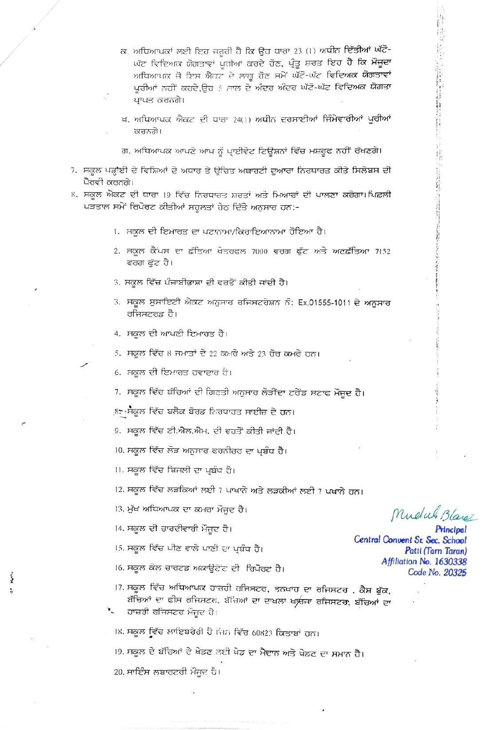ਕ. ਅਧਿਆਪਕਾਂ ਲਈ ਇਹ ਜਰੂਰੀ ਹੈ ਕਿ ਉਹ ਧਾਰਾ 23 (1) ਅਧੀਨ ਦਿੱਤੀਆਂ ਘੱਟੋ-ਘੱਟ ਵਿਦਿਅਕ ਯੋਗਤਾਵਾਂ ਪੂਰੀਆਂ ਕਰਦੇ ਹੋਣ, ਪ੍ਰੰਤੂ ਸ਼ਰਤ ਇਹ ਹੈ ਕਿ ਮੌਜੂਦਾ ਅਧਿਆਪਕ ਜੋ ਇਸ ਐਕਟ ਦੇ ਲਾਗੂ ਹੋਣ ਸਮੇਂ ਘੱਟੋ-ਘੱਟ ਵਿਦਿਅਕ ਯੋਗਤਾਵਾਂ ਪੂਰੀਆਂ ਨਹੀਂ ਕਰਦੇ,ਉਹ 5 ਸਾਲ ਦੇ ਅੰਦਰ ਅੰਦਰ ਘੱਟੋ-ਘੱਟ ਵਿਦਿਅਕ ਯੋਗਤਾ ਪ੍ਰਾਪਤ ਕਰਨਗੇ।

ਖ. ਅਧਿਆਪਕ ਐਕਟ ਦੀ ਧਾਰਾ 24(1) ਅਧੀਨ ਦਰਸਾਈਆਂ ਜ਼ਿੰਮੇਵਾਰੀਆਂ ਪੂਰੀਆਂ ਕਰਨਗੇ।

ਗ. ਅਧਿਆਪਕ ਆਪਣੇ ਆਪ ਨੂੰ ਪ੍ਰਾਈਵੇਟ ਟਿਊਸ਼ਨਾਂ ਵਿੱਚ ਮਸ਼ਰੂਫ ਨਹੀਂ ਰੱਖਣਗੇ।

7. ਸਕੂਲ ਪੜ੍ਹਾਈ ਦੇ ਵਿਸ਼ਿਆਂ ਦੇ ਅਧਾਰ ਤੇ ਉਚਿਤ ਅਥਾਰਟੀ ਦੁਆਰਾ ਨਿਰਧਾਰਤ ਕੀਤੇ ਸਿਲੇਬਸ ਦੀ ਪੈਰਵੀ ਕਰਨਗੇ।

8. ਸਕੂਲ ਐਕਟ ਦੀ ਧਾਰਾ 19 ਵਿੱਚ ਨਿਰਧਾਰਤ ਸ਼ਰਤਾਂ ਅਤੇ ਮਿਆਰਾਂ ਦੀ ਪਾਲਣਾ ਕਰੇਗਾ।ਪਿਛਲੀ ਪੜਤਾਲ ਸਮੇਂ ਰਿਪੋਰਟ ਕੀਤੀਆਂ ਸਹੂਲਤਾਂ ਹੇਠ ਦਿੱਤੇ ਅਨੁਸਾਰ ਹਨ:-

1. ਸਕੂਲ ਦੀ ਇਮਾਰਤ ਦਾ ਪਟਾਨਾਮਾ/ਕਿਰਾਇਆਨਾਮਾ ਹੋਇਆ ਹੈ।
2. ਸਕੂਲ ਕੈਂਪਸ ਦਾ ਛੱਤਿਆ ਖੇਤਰਫਲ 7000 ਵਰਗ ਫੁੱਟ ਅਤੇ ਅਣਛੱਤਿਆ 7152 ਵਰਗ ਫੁੱਟ ਹੈ।
3. ਸਕੂਲ ਵਿੱਚ ਪੰਜਾਬੀਭਾਸ਼ਾ ਦੀ ਵਰਤੋਂ ਕੀਤੀ ਜਾਂਦੀ ਹੈ।
3. ਸਕੂਲ ਸੁਸਾਇਟੀ ਐਕਟ ਅਨੁਸਾਰ ਰਜਿਸਟਰੇਸ਼ਨ ਨੰ: Ex.01555-1011 ਦੇ ਅਨੁਸਾਰ ਰਜਿਸਟਰਡ ਹੈ।
4. ਸਕੂਲ ਦੀ ਆਪਣੀ ਇਮਾਰਤ ਹੈ।
5. ਸਕੂਲ ਵਿੱਚ 8 ਜਮਾਤਾਂ ਦੇ 22 ਕਮਰੇ ਅਤੇ 23 ਹੋਰ ਕਮਰੇ ਹਨ।
6. ਸਕੂਲ ਦੀ ਇਮਾਰਤ ਹਵਾਦਾਰ ਹੈ।
7. ਸਕੂਲ ਵਿੱਚ ਬੱਚਿਆਂ ਦੀ ਗਿਣਤੀ ਅਨੁਸਾਰ ਲੋੜੀਂਦਾ ਟਰੇਂਡ ਸਟਾਫ ਮੌਜੂਦ ਹੈ।
8. ਸਕੂਲ ਵਿੱਚ ਬਲੈਕ ਬੋਰਡ ਨਿਰਧਾਰਤ ਸਾਈਜ਼ ਦੇ ਹਨ।
9. ਸਕੂਲ ਵਿੱਚ ਟੀ.ਐਲ.ਐਮ. ਦੀ ਵਰਤੋਂ ਕੀਤੀ ਜਾਂਦੀ ਹੈ।
10. ਸਕੂਲ ਵਿੱਚ ਲੋੜ ਅਨੁਸਾਰ ਫਰਨੀਚਰ ਦਾ ਪ੍ਰਬੰਧ ਹੈ।
11. ਸਕੂਲ ਵਿੱਚ ਬਿਜਲੀ ਦਾ ਪ੍ਰਬੰਧ ਹੈ।
12. ਸਕੂਲ ਵਿੱਚ ਲੜਕਿਆਂ ਲਈ 7 ਪਾਖਾਨੇ ਅਤੇ ਲੜਕੀਆਂ ਲਈ 7 ਪਖਾਨੇ ਹਨ।
13. ਮੁੱਖ ਅਧਿਆਪਕ ਦਾ ਕਮਰਾ ਮੌਜੂਦ ਹੈ।
14. ਸਕੂਲ ਦੀ ਚਾਰਦੀਵਾਰੀ ਮੌਜੂਦ ਹੈ।
15. ਸਕੂਲ ਵਿੱਚ ਪੀਣ ਵਾਲੇ ਪਾਣੀ ਦਾ ਪ੍ਰਬੰਧ ਹੈ।
16. ਸਕੂਲ ਕੋਲ ਚਾਰਟਡ ਅਕਾਊਂਟੈਂਟ ਦੀ ਰਿਪੋਰਟ ਹੈ।
17. ਸਕੂਲ ਵਿੱਚ ਅਧਿਆਪਕ ਹਾਜ਼ਰੀ ਰਜਿਸਟਰ, ਤਨਖਾਹ ਦਾ ਰਜਿਸਟਰ , ਕੈਸ਼ ਬੁੱਕ, ਬੱਚਿਆਂ ਦਾ ਫੀਸ ਰਜਿਸਟਰ, ਬੱਚਿਆਂ ਦਾ ਦਾਖਲਾ ਖਾਰਜਾ ਰਜਿਸਟਰ, ਬੱਚਿਆਂ ਦਾ ਹਾਜ਼ਰੀ ਰਜਿਸਟਰ ਮੌਜੂਦ ਹੈ।
18. ਸਕੂਲ ਵਿੱਚ ਲਾਇਬਰੇਰੀ ਹੈ ਜਿਸ ਵਿੱਚ 60823 ਕਿਤਾਬਾਂ ਹਨ।
19. ਸਕੂਲ ਦੇ ਬੱਚਿਆਂ ਦੇ ਖੇਡਣ ਲਈ ਖੇਡ ਦਾ ਮੈਦਾਨ ਅਤੇ ਖੇਡਣ ਦਾ ਸਮਾਨ ਹੈ।
20. ਸਾਇੰਸ ਲਬਾਰਟਰੀ ਮੌਜੂਦ ਹੈ।

Mridul Blare
Principal
Central Convent Sr. Sec. School
Patti (Tarn Taran)
Affiliation No. 1630338
Code No. 20325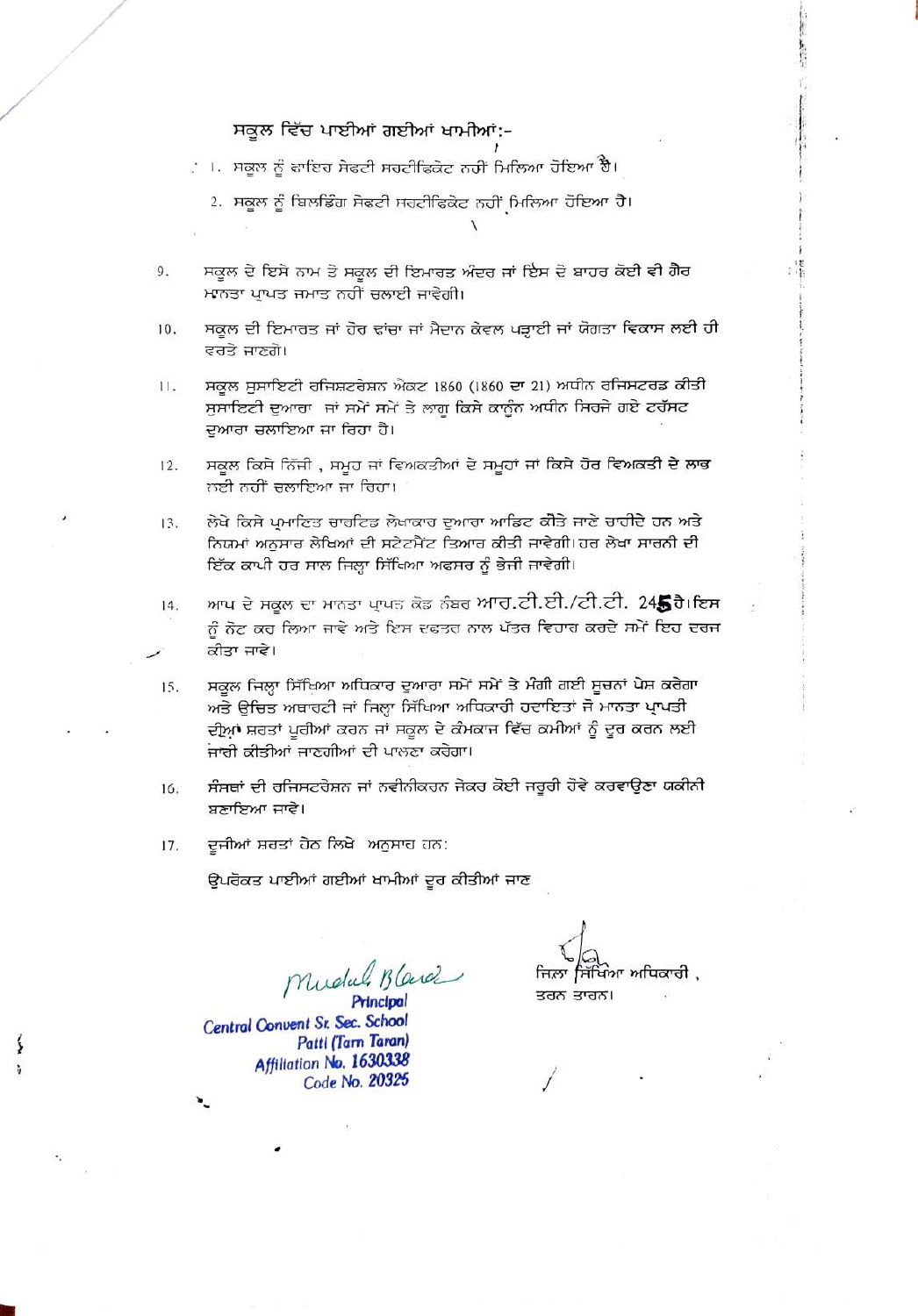ਸਕੂਲ ਵਿੱਚ ਪਾਈਆਂ ਗਈਆਂ ਖਾਮੀਆਂ:-

1. ਸਕੂਲ ਨੂੰ ਫਾਇਰ ਸੇਫਟੀ ਸਰਟੀਫਿਕੇਟ ਨਹੀ ਮਿਲਿਆ ਹੋਇਆ ਹੈ।
2. ਸਕੂਲ ਨੂੰ ਬਿਲਡਿੰਗ ਸੇਫਟੀ ਸਰਟੀਫਿਕੇਟ ਨਹੀਂ ਮਿਲਿਆ ਹੋਇਆ ਹੈ।

9. ਸਕੂਲ ਦੇ ਇਸੇ ਨਾਮ ਤੇ ਸਕੂਲ ਦੀ ਇਮਾਰਤ ਅੰਦਰ ਜਾਂ ਇਸ ਦੇ ਬਾਹਰ ਕੋਈ ਵੀ ਗੈਰ ਮਾਨਤਾ ਪ੍ਰਾਪਤ ਜਮਾਤ ਨਹੀਂ ਚਲਾਈ ਜਾਵੇਗੀ।

10. ਸਕੂਲ ਦੀ ਇਮਾਰਤ ਜਾਂ ਹੋਰ ਢਾਂਚਾ ਜਾਂ ਮੈਦਾਨ ਕੇਵਲ ਪੜ੍ਹਾਈ ਜਾਂ ਯੋਗਤਾ ਵਿਕਾਸ ਲਈ ਹੀ ਵਰਤੇ ਜਾਣਗੇ।

11. ਸਕੂਲ ਸੁਸਾਇਟੀ ਰਜਿਸ਼ਟਰੇਸ਼ਨ ਐਕਟ 1860 (1860 ਦਾ 21) ਅਧੀਨ ਰਜਿਸਟਰਡ ਕੀਤੀ ਸੁਸਾਇਟੀ ਦੁਆਰਾ ਜਾਂ ਸਮੇਂ ਸਮੇਂ ਤੇ ਲਾਗੂ ਕਿਸੇ ਕਾਨੂੰਨ ਅਧੀਨ ਸਿਰਜੇ ਗਏ ਟਰੱਸਟ ਦੁਆਰਾ ਚਲਾਇਆ ਜਾ ਰਿਹਾ ਹੈ।

12. ਸਕੂਲ ਕਿਸੇ ਨਿੱਜੀ , ਸਮੂਹ ਜਾਂ ਵਿਅਕਤੀਆਂ ਦੇ ਸਮੂਹਾਂ ਜਾਂ ਕਿਸੇ ਹੋਰ ਵਿਅਕਤੀ ਦੇ ਲਾਭ ਲਈ ਨਹੀਂ ਚਲਾਇਆ ਜਾ ਰਿਹਾ।

13. ਲੇਖੇ ਕਿਸੇ ਪ੍ਰਮਾਣਿਤ ਚਾਰਟਿਡ ਲੇਖਾਕਾਰ ਦੁਆਰਾ ਆਡਿਟ ਕੀਤੇ ਜਾਣੇ ਚਾਹੀਦੇ ਹਨ ਅਤੇ ਨਿਯਮਾਂ ਅਨੁਸਾਰ ਲੇਖਿਆਂ ਦੀ ਸਟੇਟਮੈਂਟ ਤਿਆਰ ਕੀਤੀ ਜਾਵੇਗੀ। ਹਰ ਲੇਖਾ ਸਾਰਨੀ ਦੀ ਇੱਕ ਕਾਪੀ ਹਰ ਸਾਲ ਜਿਲ੍ਹਾ ਸਿੱਖਿਆ ਅਫਸਰ ਨੂੰ ਭੇਜੀ ਜਾਵੇਗੀ।

14. ਆਪ ਦੇ ਸਕੂਲ ਦਾ ਮਾਨਤਾ ਪ੍ਰਾਪਤ ਕੋਡ ਨੰਬਰ ਆਰ.ਟੀ.ਈ./ਟੀ.ਟੀ. 245 ਹੈ। ਇਸ ਨੂੰ ਨੋਟ ਕਰ ਲਿਆ ਜਾਵੇ ਅਤੇ ਇਸ ਦਫਤਰ ਨਾਲ ਪੱਤਰ ਵਿਹਾਰ ਕਰਦੇ ਸਮੇਂ ਇਹ ਦਰਜ ਕੀਤਾ ਜਾਵੇ।

15. ਸਕੂਲ ਜਿਲ੍ਹਾ ਸਿੱਖਿਆ ਅਧਿਕਾਰ ਦੁਆਰਾ ਸਮੇਂ ਸਮੇਂ ਤੇ ਮੰਗੀ ਗਈ ਸੂਚਨਾਂ ਪੇਸ਼ ਕਰੇਗਾ ਅਤੇ ਉਚਿਤ ਅਥਾਰਟੀ ਜਾਂ ਜਿਲ੍ਹਾ ਸਿੱਖਿਆ ਅਧਿਕਾਰੀ ਹਦਾਇਤਾਂ ਜੋ ਮਾਨਤਾ ਪ੍ਰਾਪਤੀ ਦੀਆਂ ਸ਼ਰਤਾਂ ਪੂਰੀਆਂ ਕਰਨ ਜਾਂ ਸਕੂਲ ਦੇ ਕੰਮਕਾਜ ਵਿੱਚ ਕਮੀਆਂ ਨੂੰ ਦੂਰ ਕਰਨ ਲਈ ਜਾਰੀ ਕੀਤੀਆਂ ਜਾਣਗੀਆਂ ਦੀ ਪਾਲਣਾ ਕਰੇਗਾ।

16. ਸੰਸਥਾਂ ਦੀ ਰਜਿਸਟਰੇਸ਼ਨ ਜਾਂ ਨਵੀਨੀਕਰਨ ਜੇਕਰ ਕੋਈ ਜਰੂਰੀ ਹੋਵੇ ਕਰਵਾਉਣਾ ਯਕੀਨੀ ਬਣਾਇਆ ਜਾਵੇ।

17. ਦੂਜੀਆਂ ਸ਼ਰਤਾਂ ਹੇਠ ਲਿਖੇ ਅਨੁਸਾਰ ਹਨ:

ਉਪਰੋਕਤ ਪਾਈਆਂ ਗਈਆਂ ਖਾਮੀਆਂ ਦੂਰ ਕੀਤੀਆਂ ਜਾਣ

Mridul Bhanot
**Principal**
**Central Convent Sr. Sec. School**
**Patti (Tarn Taran)**
**Affiliation No. 1630338**
**Code No. 20325**

ਜਿਲ੍ਹਾ ਸਿੱਖਿਆ ਅਧਿਕਾਰੀ ,
ਤਰਨ ਤਾਰਨ।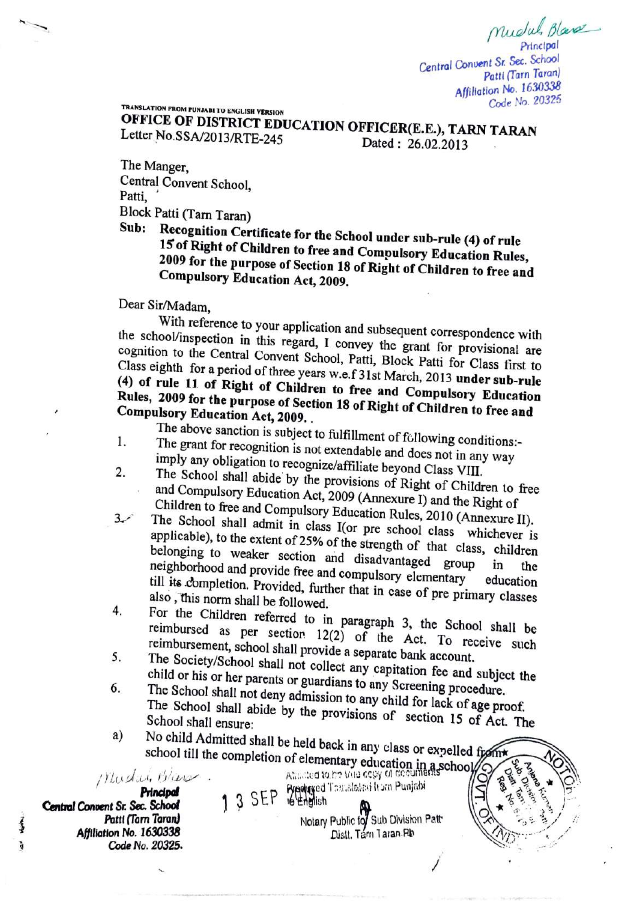Mudul Blaze
Principal
Central Convent Sr. Sec. School
Patti (Tarn Taran)
Affiliation No. 1630338
Code No. 20325

TRANSLATION FROM PUNJABI TO ENGLISH VERSION

**OFFICE OF DISTRICT EDUCATION OFFICER(E.E.), TARN TARAN**

Letter No.SSA/2013/RTE-245 Dated : 26.02.2013

The Manger,
Central Convent School,
Patti,
Block Patti (Tarn Taran)

**Sub: Recognition Certificate for the School under sub-rule (4) of rule 15 of Right of Children to free and Compulsory Education Rules, 2009 for the purpose of Section 18 of Right of Children to free and Compulsory Education Act, 2009.**

Dear Sir/Madam,

With reference to your application and subsequent correspondence with the school/inspection in this regard, I convey the grant for provisional are cognition to the Central Convent School, Patti, Block Patti for Class first to Class eighth for a period of three years w.e.f 31st March, 2013 **under sub-rule (4) of rule 11 of Right of Children to free and Compulsory Education Rules, 2009 for the purpose of Section 18 of Right of Children to free and Compulsory Education Act, 2009.**.

The above sanction is subject to fulfillment of following conditions:-

1. The grant for recognition is not extendable and does not in any way imply any obligation to recognize/affiliate beyond Class VIII.
2. The School shall abide by the provisions of Right of Children to free and Compulsory Education Act, 2009 (Annexure I) and the Right of Children to free and Compulsory Education Rules, 2010 (Annexure II).
3. The School shall admit in class I(or pre school class whichever is applicable), to the extent of 25% of the strength of that class, children belonging to weaker section and disadvantaged group in the neighborhood and provide free and compulsory elementary education till its completion. Provided, further that in case of pre primary classes also , this norm shall be followed.
4. For the Children referred to in paragraph 3, the School shall be reimbursed as per section 12(2) of the Act. To receive such reimbursement, school shall provide a separate bank account.
5. The Society/School shall not collect any capitation fee and subject the child or his or her parents or guardians to any Screening procedure.
6. The School shall not deny admission to any child for lack of age proof. The School shall abide by the provisions of section 15 of Act. The School shall ensure:

a) No child Admitted shall be held back in any class or expelled from school till the completion of elementary education in a school.

Mudul Blaze
**Principal**
**Central Convent Sr. Sec. School**
**Patti (Tarn Taran)**
**Affiliation No. 1630338**
**Code No. 20325.**

13 SEP 2019

Attested to be true copy of documents
Produced Translated from Punjabi to English

Notary Public for Sub Division Patti
Distt. Tarn Taran Pb

NOTARY
Anjana Kumari
Sub Division Patti
Distt. Tarn Taran
Reg. No.
GOVT. OF INDIA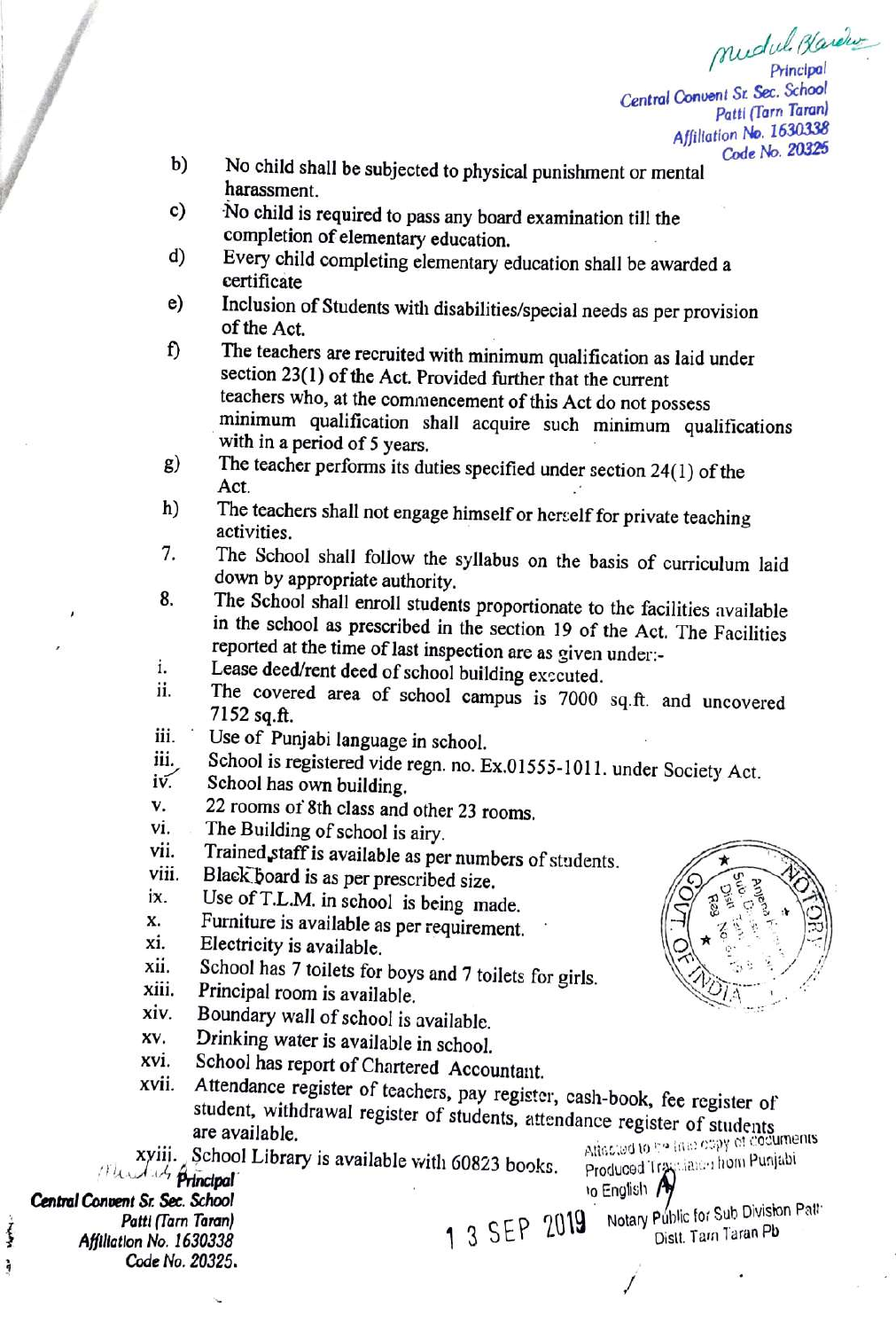Mudul Blarehu
Principal
Central Convent Sr. Sec. School
Patti (Tarn Taran)
Affiliation No. 1630338
Code No. 20325

b) No child shall be subjected to physical punishment or mental harassment.

c) No child is required to pass any board examination till the completion of elementary education.

d) Every child completing elementary education shall be awarded a certificate

e) Inclusion of Students with disabilities/special needs as per provision of the Act.

f) The teachers are recruited with minimum qualification as laid under section 23(1) of the Act. Provided further that the current teachers who, at the commencement of this Act do not possess minimum qualification shall acquire such minimum qualifications with in a period of 5 years.

g) The teacher performs its duties specified under section 24(1) of the Act.

h) The teachers shall not engage himself or herself for private teaching activities.

7. The School shall follow the syllabus on the basis of curriculum laid down by appropriate authority.

8. The School shall enroll students proportionate to the facilities available in the school as prescribed in the section 19 of the Act. The Facilities reported at the time of last inspection are as given under:-

i. Lease deed/rent deed of school building executed.
ii. The covered area of school campus is 7000 sq.ft. and uncovered 7152 sq.ft.
iii. Use of Punjabi language in school.
iii. School is registered vide regn. no. Ex.01555-1011. under Society Act.
iv. School has own building.
v. 22 rooms of 8th class and other 23 rooms.
vi. The Building of school is airy.
vii. Trained staff is available as per numbers of students.
viii. Black board is as per prescribed size.
ix. Use of T.L.M. in school is being made.
x. Furniture is available as per requirement.
xi. Electricity is available.
xii. School has 7 toilets for boys and 7 toilets for girls.
xiii. Principal room is available.
xiv. Boundary wall of school is available.
xv. Drinking water is available in school.
xvi. School has report of Chartered Accountant.
xvii. Attendance register of teachers, pay register, cash-book, fee register of student, withdrawal register of students, attendance register of students are available.
xviii. School Library is available with 60823 books.

Principal
Central Convent Sr. Sec. School
Patti (Tarn Taran)
Affiliation No. 1630338
Code No. 20325.

Attested to be true copy of documents Produced Translated from Punjabi to English

13 SEP 2019

Notary Public for Sub Division Patti Distt. Tarn Taran Pb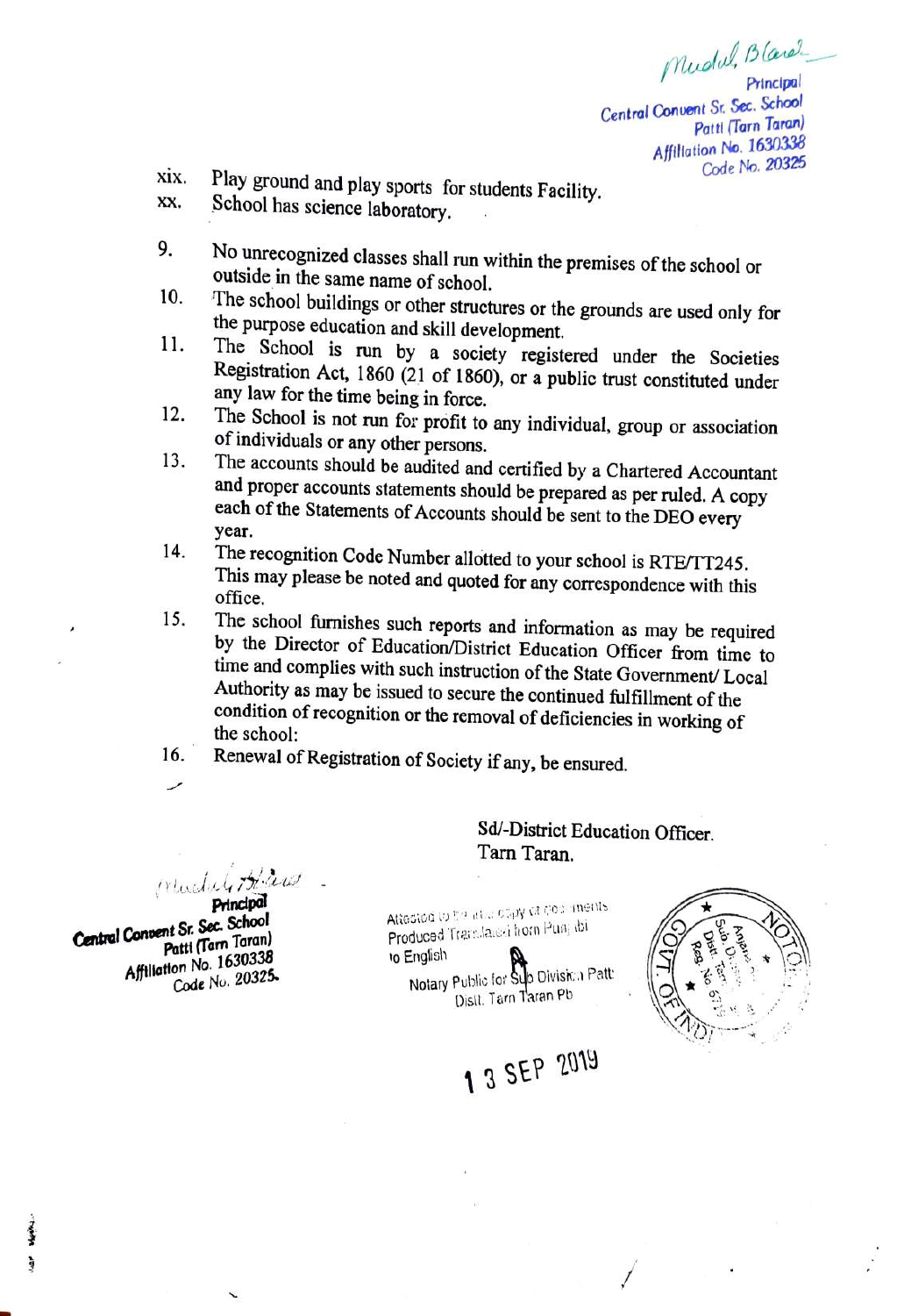Mudul Bland
Principal
Central Convent Sr. Sec. School
Patti (Tarn Taran)
Affiliation No. 1630338
Code No. 20325

xix. Play ground and play sports for students Facility.

xx. School has science laboratory.

9. No unrecognized classes shall run within the premises of the school or outside in the same name of school.
10. The school buildings or other structures or the grounds are used only for the purpose education and skill development.
11. The School is run by a society registered under the Societies Registration Act, 1860 (21 of 1860), or a public trust constituted under any law for the time being in force.
12. The School is not run for profit to any individual, group or association of individuals or any other persons.
13. The accounts should be audited and certified by a Chartered Accountant and proper accounts statements should be prepared as per ruled. A copy each of the Statements of Accounts should be sent to the DEO every year.
14. The recognition Code Number allotted to your school is RTE/TT245. This may please be noted and quoted for any correspondence with this office.
15. The school furnishes such reports and information as may be required by the Director of Education/District Education Officer from time to time and complies with such instruction of the State Government/ Local Authority as may be issued to secure the continued fulfillment of the condition of recognition or the removal of deficiencies in working of the school:
16. Renewal of Registration of Society if any, be ensured.

Sd/-District Education Officer.
Tarn Taran.

Mudul Bland
Principal
Central Convent Sr. Sec. School
Patti (Tarn Taran)
Affiliation No. 1630338
Code No. 20325.

Attested to be a true copy of documents
Produced Translated from Punjabi
to English
Notary Public for Sub Division Patti
Distt. Tarn Taran Pb

NOTORY GOVT. OF INDIA
Sub Division Patti
Distt. Tarn Taran
Reg. No. 67

13 SEP 2019